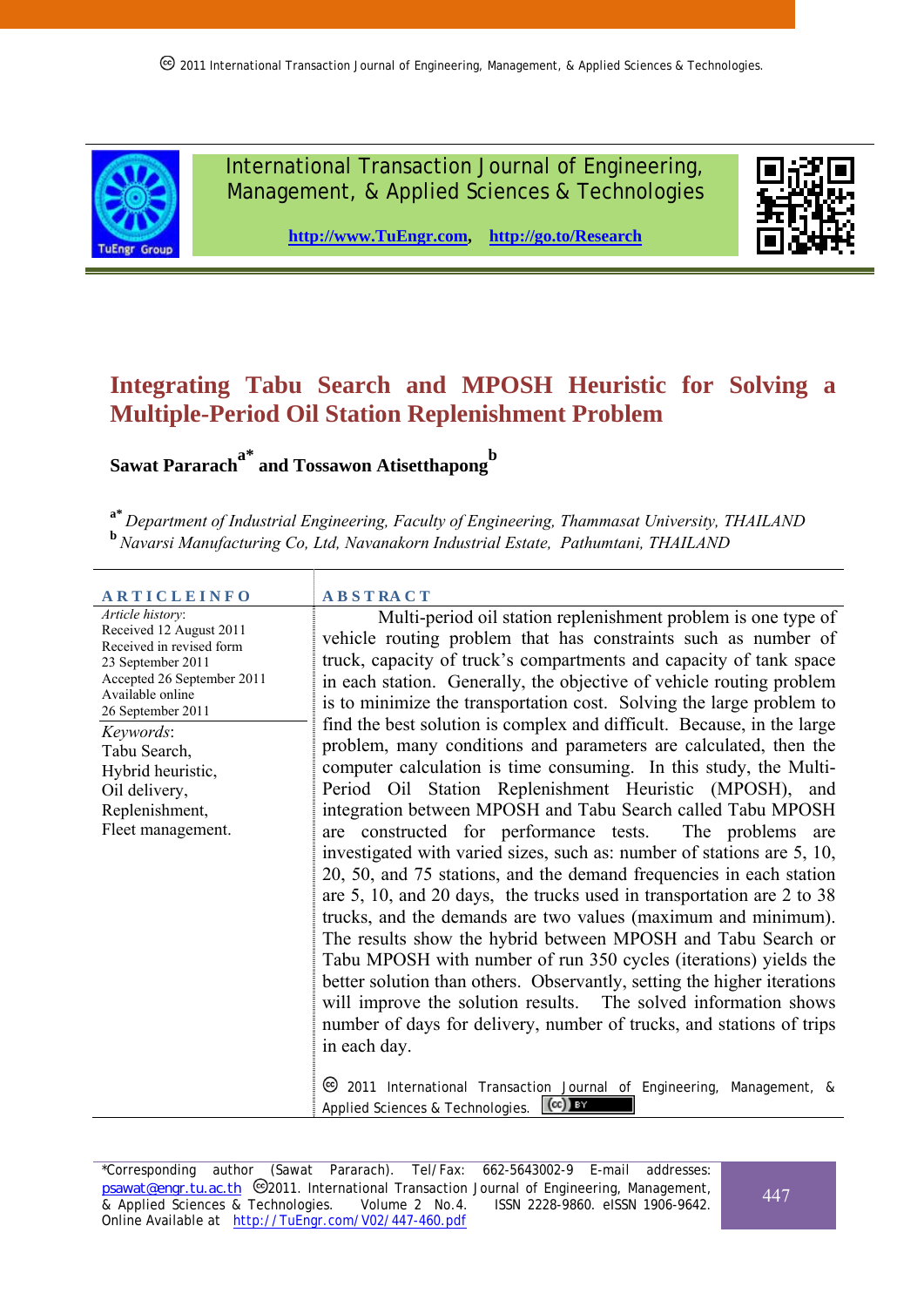# Integrating Tabu Search and MPOSH Heuristic for Solving a Multiple-Period Oil Station Replenishment Problem

**Sawat Pararach[a*] and Tossawon Atisetthapong[b]**

[a*] *Department of Industrial Engineering, Faculty of Engineering, Thammasat University, THAILAND*
[b] *Navarsi Manufacturing Co, Ltd, Navanakorn Industrial Estate, Pathumtani, THAILAND*

## ARTICLE INFO

*Article history*:
Received 12 August 2011
Received in revised form 23 September 2011
Accepted 26 September 2011
Available online 26 September 2011

*Keywords*:
Tabu Search,
Hybrid heuristic,
Oil delivery,
Replenishment,
Fleet management.

## ABSTRACT

Multi-period oil station replenishment problem is one type of vehicle routing problem that has constraints such as number of truck, capacity of truck's compartments and capacity of tank space in each station. Generally, the objective of vehicle routing problem is to minimize the transportation cost. Solving the large problem to find the best solution is complex and difficult. Because, in the large problem, many conditions and parameters are calculated, then the computer calculation is time consuming. In this study, the Multi-Period Oil Station Replenishment Heuristic (MPOSH), and integration between MPOSH and Tabu Search called Tabu MPOSH are constructed for performance tests. The problems are investigated with varied sizes, such as: number of stations are 5, 10, 20, 50, and 75 stations, and the demand frequencies in each station are 5, 10, and 20 days, the trucks used in transportation are 2 to 38 trucks, and the demands are two values (maximum and minimum). The results show the hybrid between MPOSH and Tabu Search or Tabu MPOSH with number of run 350 cycles (iterations) yields the better solution than others. Observantly, setting the higher iterations will improve the solution results. The solved information shows number of days for delivery, number of trucks, and stations of trips in each day.

© 2011 International Transaction Journal of Engineering, Management, & Applied Sciences & Technologies.

*Corresponding author (Sawat Pararach). Tel/Fax: 662-5643002-9 E-mail addresses: psawat@engr.tu.ac.th ©2011. International Transaction Journal of Engineering, Management, & Applied Sciences & Technologies. Volume 2 No.4. ISSN 2228-9860. eISSN 1906-9642. Online Available at http://TuEngr.com/V02/447-460.pdf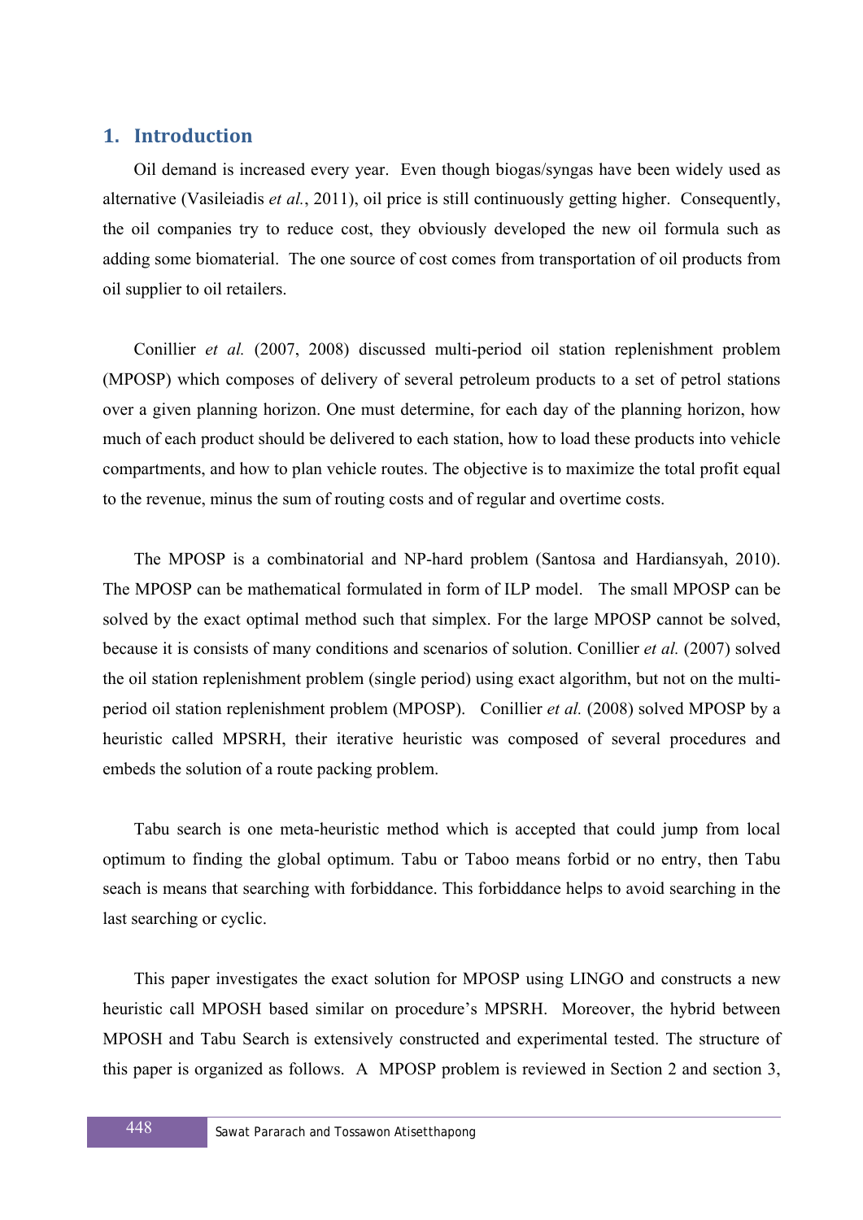## 1. Introduction

Oil demand is increased every year. Even though biogas/syngas have been widely used as alternative (Vasileiadis *et al.*, 2011), oil price is still continuously getting higher. Consequently, the oil companies try to reduce cost, they obviously developed the new oil formula such as adding some biomaterial. The one source of cost comes from transportation of oil products from oil supplier to oil retailers.

Conillier *et al.* (2007, 2008) discussed multi-period oil station replenishment problem (MPOSP) which composes of delivery of several petroleum products to a set of petrol stations over a given planning horizon. One must determine, for each day of the planning horizon, how much of each product should be delivered to each station, how to load these products into vehicle compartments, and how to plan vehicle routes. The objective is to maximize the total profit equal to the revenue, minus the sum of routing costs and of regular and overtime costs.

The MPOSP is a combinatorial and NP-hard problem (Santosa and Hardiansyah, 2010). The MPOSP can be mathematical formulated in form of ILP model. The small MPOSP can be solved by the exact optimal method such that simplex. For the large MPOSP cannot be solved, because it is consists of many conditions and scenarios of solution. Conillier *et al.* (2007) solved the oil station replenishment problem (single period) using exact algorithm, but not on the multi-period oil station replenishment problem (MPOSP). Conillier *et al.* (2008) solved MPOSP by a heuristic called MPSRH, their iterative heuristic was composed of several procedures and embeds the solution of a route packing problem.

Tabu search is one meta-heuristic method which is accepted that could jump from local optimum to finding the global optimum. Tabu or Taboo means forbid or no entry, then Tabu seach is means that searching with forbiddance. This forbiddance helps to avoid searching in the last searching or cyclic.

This paper investigates the exact solution for MPOSP using LINGO and constructs a new heuristic call MPOSH based similar on procedure's MPSRH. Moreover, the hybrid between MPOSH and Tabu Search is extensively constructed and experimental tested. The structure of this paper is organized as follows. A MPOSP problem is reviewed in Section 2 and section 3,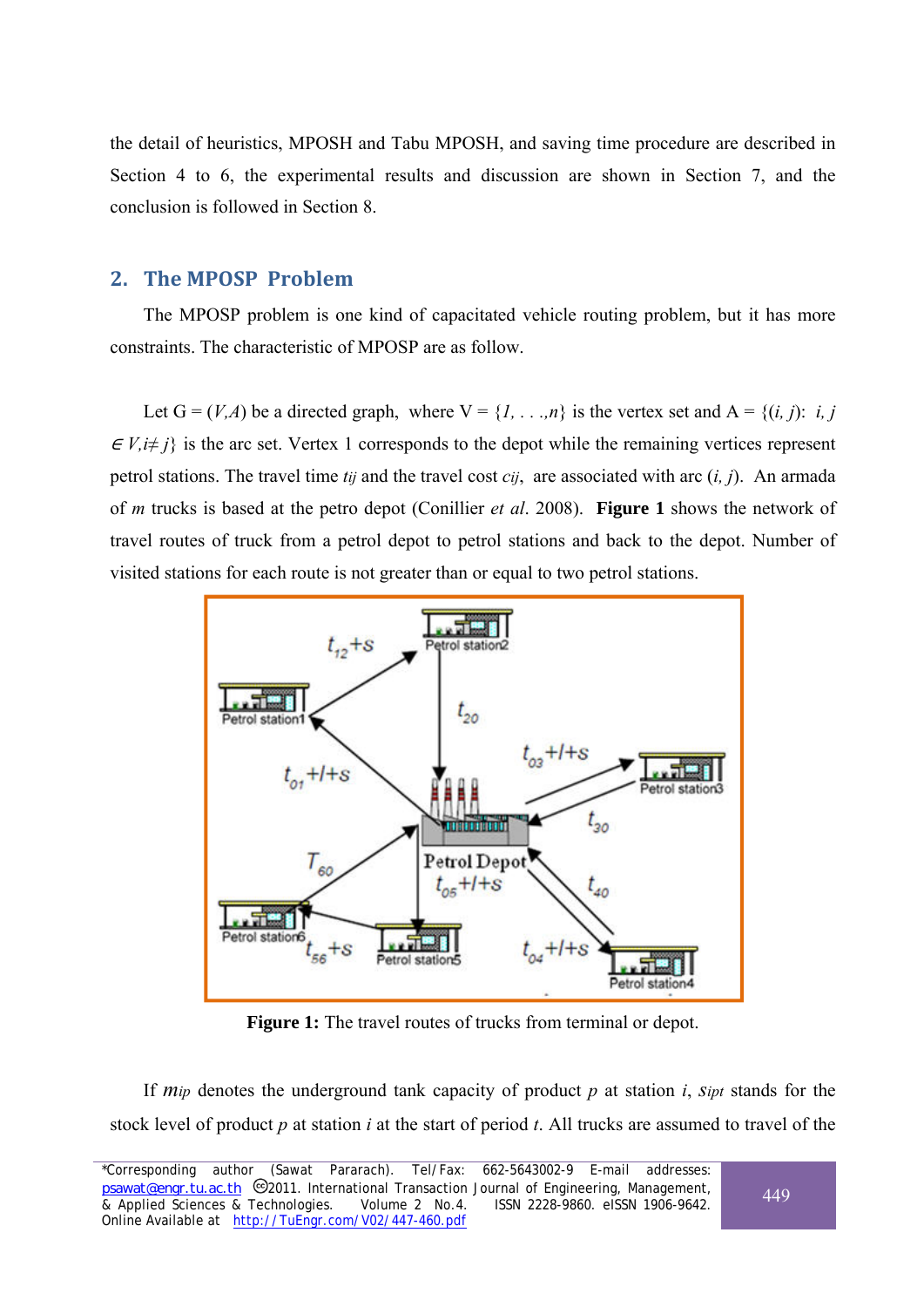the detail of heuristics, MPOSH and Tabu MPOSH, and saving time procedure are described in Section 4 to 6, the experimental results and discussion are shown in Section 7, and the conclusion is followed in Section 8.

## 2. The MPOSP Problem

The MPOSP problem is one kind of capacitated vehicle routing problem, but it has more constraints. The characteristic of MPOSP are as follow.

Let $G = (V,A)$ be a directed graph, where $V = \{1, . . .,n\}$ is the vertex set and $A = \{(i, j): i, j \in V, i \neq j\}$ is the arc set. Vertex 1 corresponds to the depot while the remaining vertices represent petrol stations. The travel time $t_{ij}$ and the travel cost $c_{ij}$, are associated with arc $(i, j)$. An armada of $m$ trucks is based at the petro depot (Conillier *et al*. 2008). **Figure 1** shows the network of travel routes of truck from a petrol depot to petrol stations and back to the depot. Number of visited stations for each route is not greater than or equal to two petrol stations.

**Figure 1:** The travel routes of trucks from terminal or depot.

If $m_{ip}$ denotes the underground tank capacity of product $p$ at station $i$, $s_{ipt}$ stands for the stock level of product $p$ at station $i$ at the start of period $t$. All trucks are assumed to travel of the

*Corresponding author (Sawat Pararach). Tel/Fax: 662-5643002-9 E-mail addresses: psawat@engr.tu.ac.th ©2011. International Transaction Journal of Engineering, Management, & Applied Sciences & Technologies. Volume 2 No.4. ISSN 2228-9860. eISSN 1906-9642. Online Available at http://TuEngr.com/V02/447-460.pdf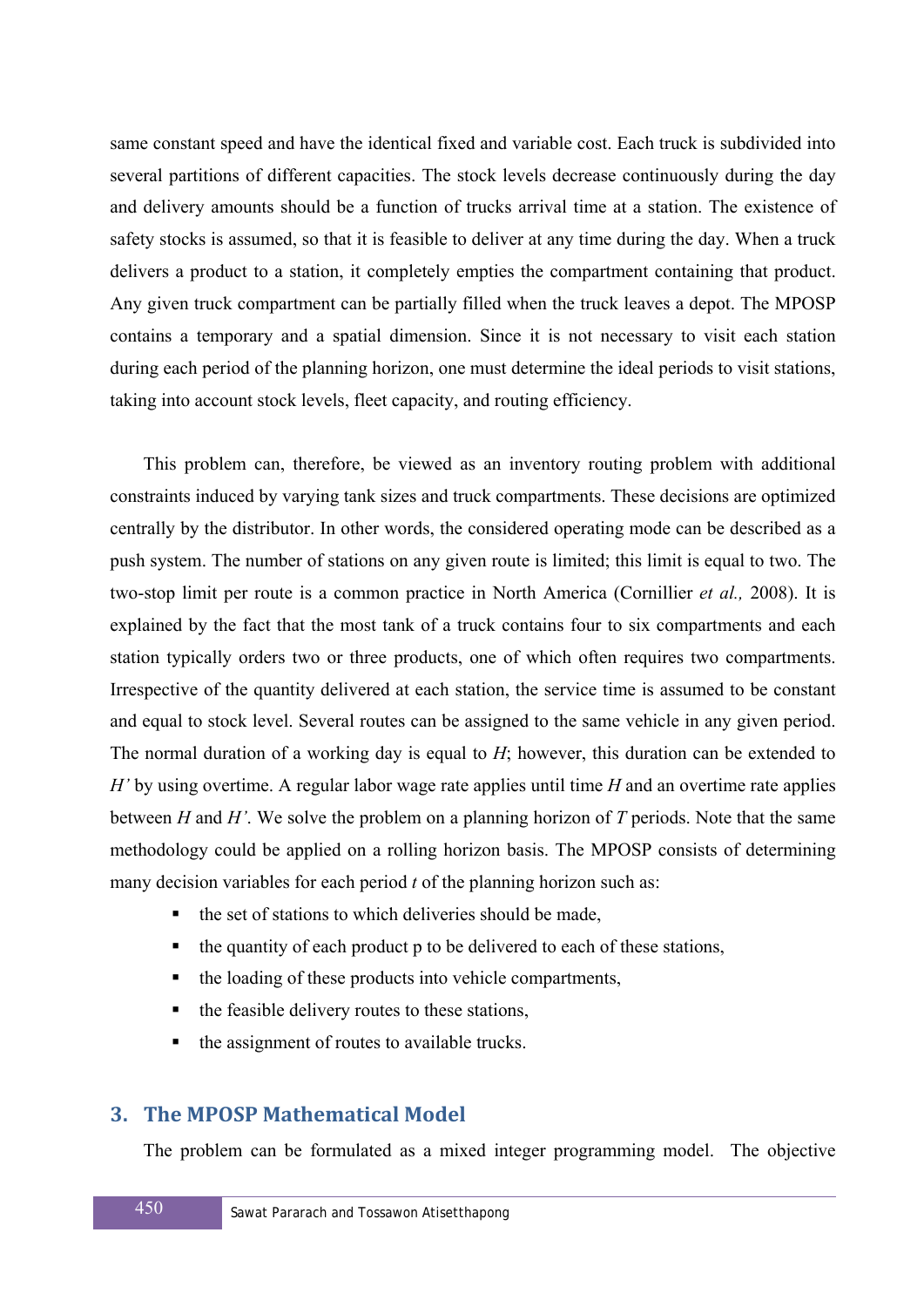same constant speed and have the identical fixed and variable cost. Each truck is subdivided into several partitions of different capacities. The stock levels decrease continuously during the day and delivery amounts should be a function of trucks arrival time at a station. The existence of safety stocks is assumed, so that it is feasible to deliver at any time during the day. When a truck delivers a product to a station, it completely empties the compartment containing that product. Any given truck compartment can be partially filled when the truck leaves a depot. The MPOSP contains a temporary and a spatial dimension. Since it is not necessary to visit each station during each period of the planning horizon, one must determine the ideal periods to visit stations, taking into account stock levels, fleet capacity, and routing efficiency.

This problem can, therefore, be viewed as an inventory routing problem with additional constraints induced by varying tank sizes and truck compartments. These decisions are optimized centrally by the distributor. In other words, the considered operating mode can be described as a push system. The number of stations on any given route is limited; this limit is equal to two. The two-stop limit per route is a common practice in North America (Cornillier *et al.,* 2008). It is explained by the fact that the most tank of a truck contains four to six compartments and each station typically orders two or three products, one of which often requires two compartments. Irrespective of the quantity delivered at each station, the service time is assumed to be constant and equal to stock level. Several routes can be assigned to the same vehicle in any given period. The normal duration of a working day is equal to $H$; however, this duration can be extended to $H'$ by using overtime. A regular labor wage rate applies until time $H$ and an overtime rate applies between $H$ and $H'$. We solve the problem on a planning horizon of $T$ periods. Note that the same methodology could be applied on a rolling horizon basis. The MPOSP consists of determining many decision variables for each period $t$ of the planning horizon such as:

- the set of stations to which deliveries should be made,
- the quantity of each product p to be delivered to each of these stations,
- the loading of these products into vehicle compartments,
- the feasible delivery routes to these stations,
- the assignment of routes to available trucks.

## 3. The MPOSP Mathematical Model

The problem can be formulated as a mixed integer programming model. The objective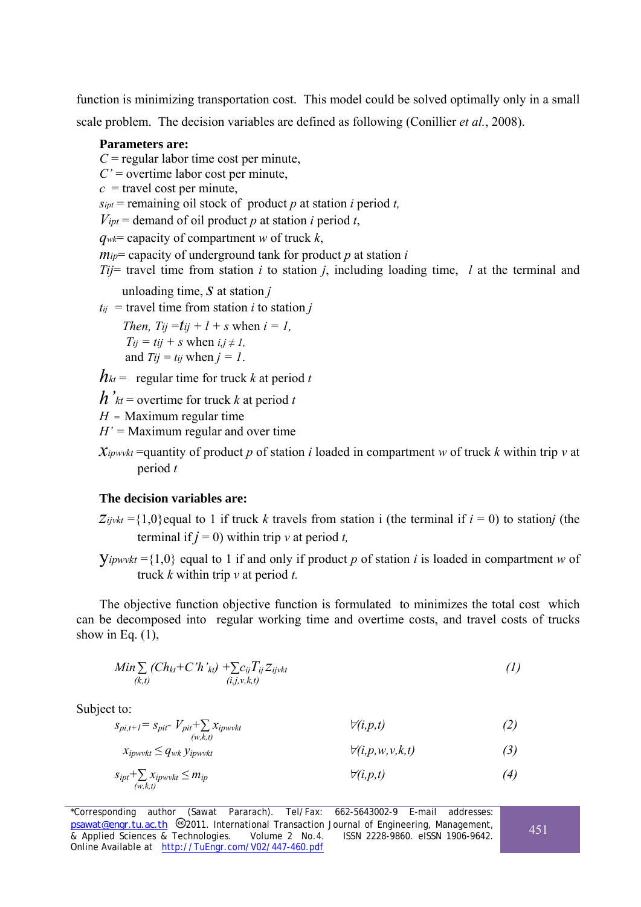function is minimizing transportation cost. This model could be solved optimally only in a small scale problem. The decision variables are defined as following (Conillier *et al.*, 2008).

**Parameters are:**

$C$ = regular labor time cost per minute,
$C'$ = overtime labor cost per minute,
$c$ = travel cost per minute,
$s_{ipt}$ = remaining oil stock of product $p$ at station $i$ period $t$,
$V_{ipt}$ = demand of oil product $p$ at station $i$ period $t$,
$q_{wk}$= capacity of compartment $w$ of truck $k$,
$m_{ip}$= capacity of underground tank for product $p$ at station $i$
$T_{ij}$= travel time from station $i$ to station $j$, including loading time, $l$ at the terminal and unloading time, $S$ at station $j$
$t_{ij}$ = travel time from station $i$ to station $j$

Then, $T_{ij} = t_{ij} + l + s$ when $i = 1$,
$T_{ij} = t_{ij} + s$ when $i,j \neq 1$,
and $T_{ij} = t_{ij}$ when $j = 1$.

$h_{kt}$ = regular time for truck $k$ at period $t$
$h'_{kt}$ = overtime for truck $k$ at period $t$
$H$ = Maximum regular time
$H'$ = Maximum regular and over time
$x_{ipwvkt}$ =quantity of product $p$ of station $i$ loaded in compartment $w$ of truck $k$ within trip $v$ at period $t$

**The decision variables are:**

$Z_{ijvkt}$ ={1,0}equal to 1 if truck $k$ travels from station i (the terminal if $i = 0$) to station$j$ (the terminal if $j = 0$) within trip $v$ at period $t$,

$y_{ipwvkt}$ ={1,0} equal to 1 if and only if product $p$ of station $i$ is loaded in compartment $w$ of truck $k$ within trip $v$ at period $t$.

The objective function objective function is formulated to minimizes the total cost which can be decomposed into regular working time and overtime costs, and travel costs of trucks show in Eq. (1),

$$Min \sum_{(k,t)} (Ch_{kt}+C'h'_{kt}) + \sum_{(i,j,v,k,t)} c_{ij} T_{ij} z_{ijvkt} \qquad (1)$$

Subject to:

$$s_{pi,t+1} = s_{pit} - V_{pit} + \sum_{(w,k,t)} x_{ipwvkt} \qquad \forall(i,p,t) \qquad (2)$$

$$x_{ipwvkt} \leq q_{wk}\, y_{ipwvkt} \qquad \forall(i,p,w,v,k,t) \qquad (3)$$

$$s_{ipt} + \sum_{(w,k,t)} x_{ipwvkt} \leq m_{ip} \qquad \forall(i,p,t) \qquad (4)$$

*Corresponding author (Sawat Pararach). Tel/Fax: 662-5643002-9 E-mail addresses: psawat@engr.tu.ac.th ©2011. International Transaction Journal of Engineering, Management, & Applied Sciences & Technologies. Volume 2 No.4. ISSN 2228-9860. eISSN 1906-9642. Online Available at http://TuEngr.com/V02/447-460.pdf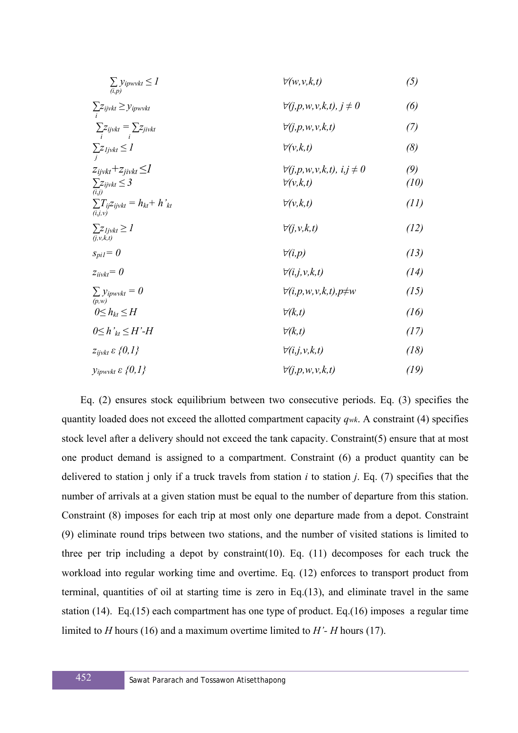$$\sum_{(i,p)} y_{ipwvkt} \leq 1 \qquad \forall(w,v,k,t) \qquad (5)$$

$$\sum_{i} z_{ijvkt} \geq y_{ipwvkt} \qquad \forall(j,p,w,v,k,t),\ j \neq 0 \qquad (6)$$

$$\sum_{i} z_{ijvkt} = \sum_{i} z_{jivkt} \qquad \forall(j,p,w,v,k,t) \qquad (7)$$

$$\sum_{j} z_{1jvkt} \leq 1 \qquad \forall(v,k,t) \qquad (8)$$

$$z_{ijvkt} + z_{jivkt} \leq 1 \qquad \forall(j,p,w,v,k,t),\ i,j \neq 0 \qquad (9)$$

$$\sum_{(i,j)} z_{ijvkt} \leq 3 \qquad \forall(v,k,t) \qquad (10)$$

$$\sum_{(i,j,v)} T_{ij} z_{ijvkt} = h_{kt} + h'_{kt} \qquad \forall(v,k,t) \qquad (11)$$

$$\sum_{(j,v,k,t)} z_{1jvkt} \geq 1 \qquad \forall(j,v,k,t) \qquad (12)$$

$$s_{pi1} = 0 \qquad \forall(i,p) \qquad (13)$$

$$z_{iivkt} = 0 \qquad \forall(i,j,v,k,t) \qquad (14)$$

$$\sum_{(p,w)} y_{ipwvkt} = 0 \qquad \forall(i,p,w,v,k,t), p \neq w \qquad (15)$$

$$0 \leq h_{kt} \leq H \qquad \forall(k,t) \qquad (16)$$

$$0 \leq h'_{kt} \leq H' - H \qquad \forall(k,t) \qquad (17)$$

$$z_{ijvkt} \in \{0,1\} \qquad \forall(i,j,v,k,t) \qquad (18)$$

$$y_{ipwvkt} \in \{0,1\} \qquad \forall(j,p,w,v,k,t) \qquad (19)$$

Eq. (2) ensures stock equilibrium between two consecutive periods. Eq. (3) specifies the quantity loaded does not exceed the allotted compartment capacity $q_{wk}$. A constraint (4) specifies stock level after a delivery should not exceed the tank capacity. Constraint(5) ensure that at most one product demand is assigned to a compartment. Constraint (6) a product quantity can be delivered to station j only if a truck travels from station $i$ to station $j$. Eq. (7) specifies that the number of arrivals at a given station must be equal to the number of departure from this station. Constraint (8) imposes for each trip at most only one departure made from a depot. Constraint (9) eliminate round trips between two stations, and the number of visited stations is limited to three per trip including a depot by constraint(10). Eq. (11) decomposes for each truck the workload into regular working time and overtime. Eq. (12) enforces to transport product from terminal, quantities of oil at starting time is zero in Eq.(13), and eliminate travel in the same station (14). Eq.(15) each compartment has one type of product. Eq.(16) imposes a regular time limited to $H$ hours (16) and a maximum overtime limited to $H'$- $H$ hours (17).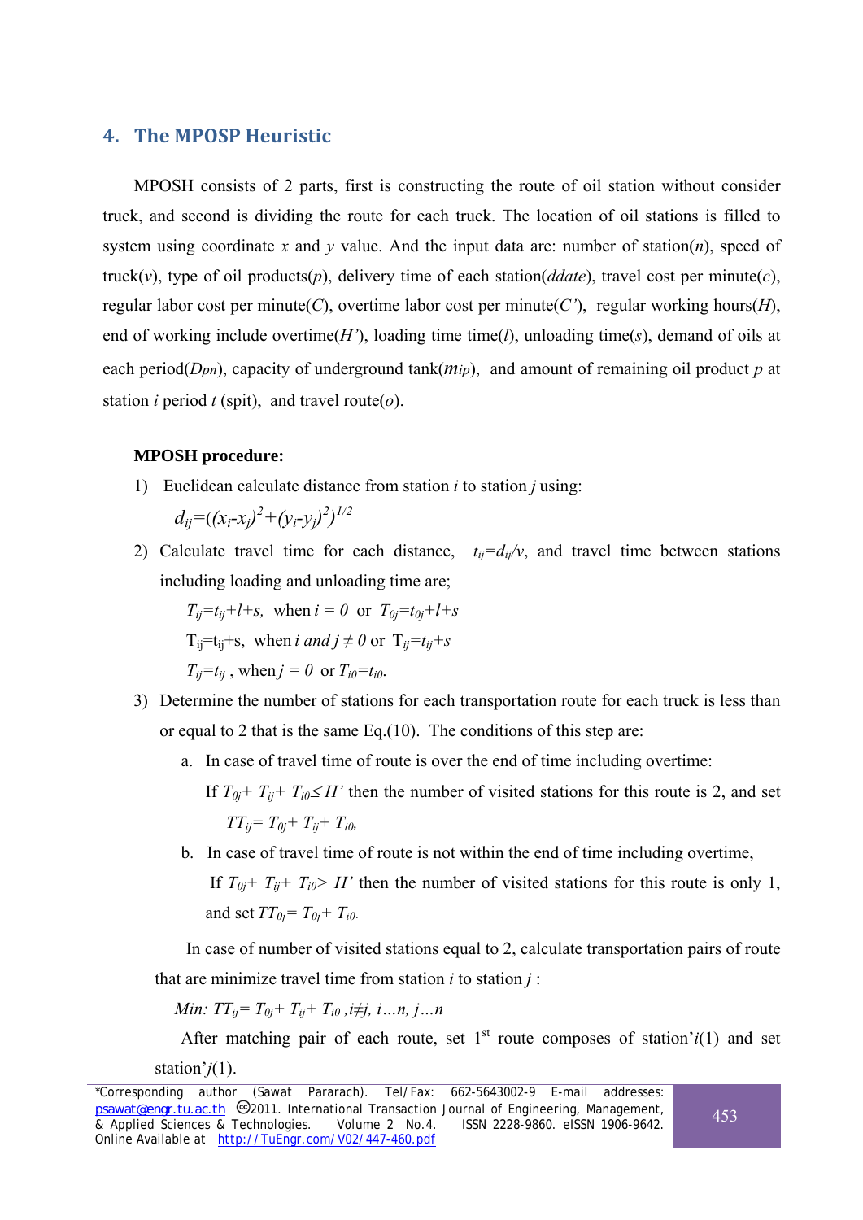## 4. The MPOSP Heuristic

MPOSH consists of 2 parts, first is constructing the route of oil station without consider truck, and second is dividing the route for each truck. The location of oil stations is filled to system using coordinate *x* and *y* value. And the input data are: number of station($n$), speed of truck($v$), type of oil products($p$), delivery time of each station(*ddate*), travel cost per minute($c$), regular labor cost per minute($C$), overtime labor cost per minute($C'$), regular working hours($H$), end of working include overtime($H'$), loading time time($l$), unloading time($s$), demand of oils at each period($D_{pn}$), capacity of underground tank($m_{ip}$), and amount of remaining oil product $p$ at station $i$ period $t$ (spit), and travel route($o$).

**MPOSH procedure:**

1) Euclidean calculate distance from station $i$ to station $j$ using:

   $d_{ij}=((x_i-x_j)^2+(y_i-y_j)^2)^{1/2}$

2) Calculate travel time for each distance, $t_{ij}=d_{ij}/v$, and travel time between stations including loading and unloading time are;

   $T_{ij}=t_{ij}+l+s$, when $i = 0$ or $T_{0j}=t_{0j}+l+s$

   $T_{ij}=t_{ij}+s$, when $i$ and $j \neq 0$ or $T_{ij}=t_{ij}+s$

   $T_{ij}=t_{ij}$, when $j = 0$ or $T_{i0}=t_{i0}$.

3) Determine the number of stations for each transportation route for each truck is less than or equal to 2 that is the same Eq.(10). The conditions of this step are:

   a. In case of travel time of route is over the end of time including overtime:

      If $T_{0j}+ T_{ij}+ T_{i0}\leq H'$ then the number of visited stations for this route is 2, and set $TT_{ij}= T_{0j}+ T_{ij}+ T_{i0}$,

   b. In case of travel time of route is not within the end of time including overtime,

      If $T_{0j}+ T_{ij}+ T_{i0}> H'$ then the number of visited stations for this route is only 1, and set $TT_{0j}= T_{0j}+ T_{i0}$.

   In case of number of visited stations equal to 2, calculate transportation pairs of route that are minimize travel time from station $i$ to station $j$ :

   *Min:* $TT_{ij}= T_{0j}+ T_{ij}+ T_{i0}$ $, i\neq j,\ i\ldots n,\ j\ldots n$

   After matching pair of each route, set 1st route composes of station'$i$(1) and set station'$j$(1).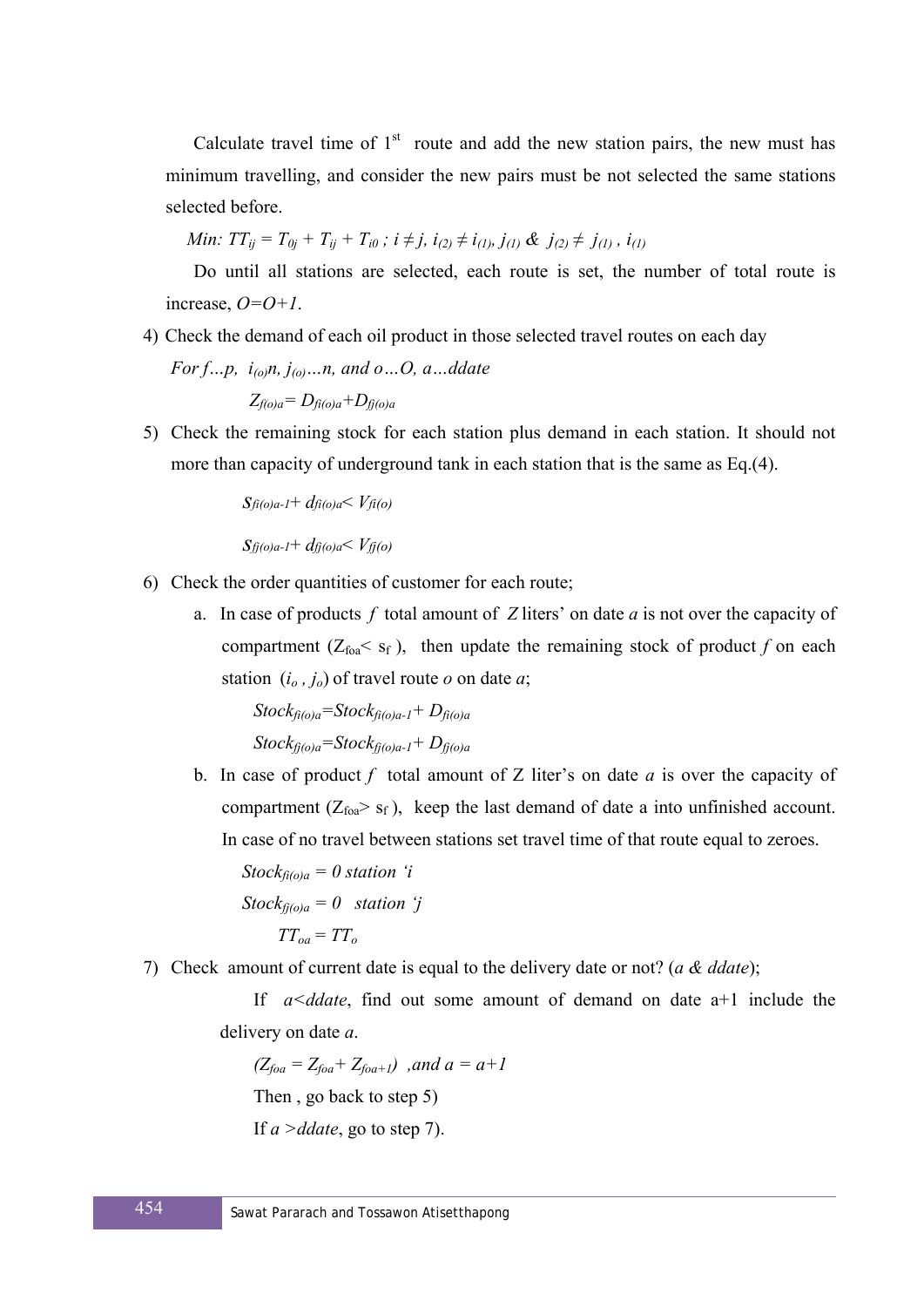Calculate travel time of 1st route and add the new station pairs, the new must has minimum travelling, and consider the new pairs must be not selected the same stations selected before.

$$Min: TT_{ij} = T_{0j} + T_{ij} + T_{i0} \; ; \; i \neq j, \; i_{(2)} \neq i_{(1)}, j_{(1)} \;\&\; j_{(2)} \neq j_{(1)}, i_{(1)}$$

Do until all stations are selected, each route is set, the number of total route is increase, $O=O+1$.

4) Check the demand of each oil product in those selected travel routes on each day

   *For* $f \ldots p, \; i_{(o)}n, \; j_{(o)} \ldots n$, *and* $o \ldots O, \; a \ldots ddate$

   $$Z_{f(o)a} = D_{fi(o)a} + D_{fj(o)a}$$

5) Check the remaining stock for each station plus demand in each station. It should not more than capacity of underground tank in each station that is the same as Eq.(4).

   $$s_{fi(o)a-1} + d_{fi(o)a} < V_{fi(o)}$$

   $$s_{fj(o)a-1} + d_{fj(o)a} < V_{fj(o)}$$

6) Check the order quantities of customer for each route;

   a. In case of products $f$ total amount of $Z$ liters' on date $a$ is not over the capacity of compartment ($Z_{foa} < s_f$), then update the remaining stock of product $f$ on each station ($i_o$, $j_o$) of travel route $o$ on date $a$;

      $$Stock_{fi(o)a} = Stock_{fi(o)a-1} + D_{fi(o)a}$$

      $$Stock_{fj(o)a} = Stock_{fj(o)a-1} + D_{fj(o)a}$$

   b. In case of product $f$ total amount of Z liter's on date $a$ is over the capacity of compartment ($Z_{foa} > s_f$), keep the last demand of date a into unfinished account. In case of no travel between stations set travel time of that route equal to zeroes.

      $Stock_{fi(o)a} = 0$ *station 'i*

      $Stock_{fj(o)a} = 0$ *station 'j*

      $TT_{oa} = TT_o$

7) Check amount of current date is equal to the delivery date or not? (*a & ddate*);

   If $a < ddate$, find out some amount of demand on date a+1 include the delivery on date $a$.

   ($Z_{foa} = Z_{foa} + Z_{foa+1}$) ,and $a = a+1$

   Then , go back to step 5)

   If $a > ddate$, go to step 7).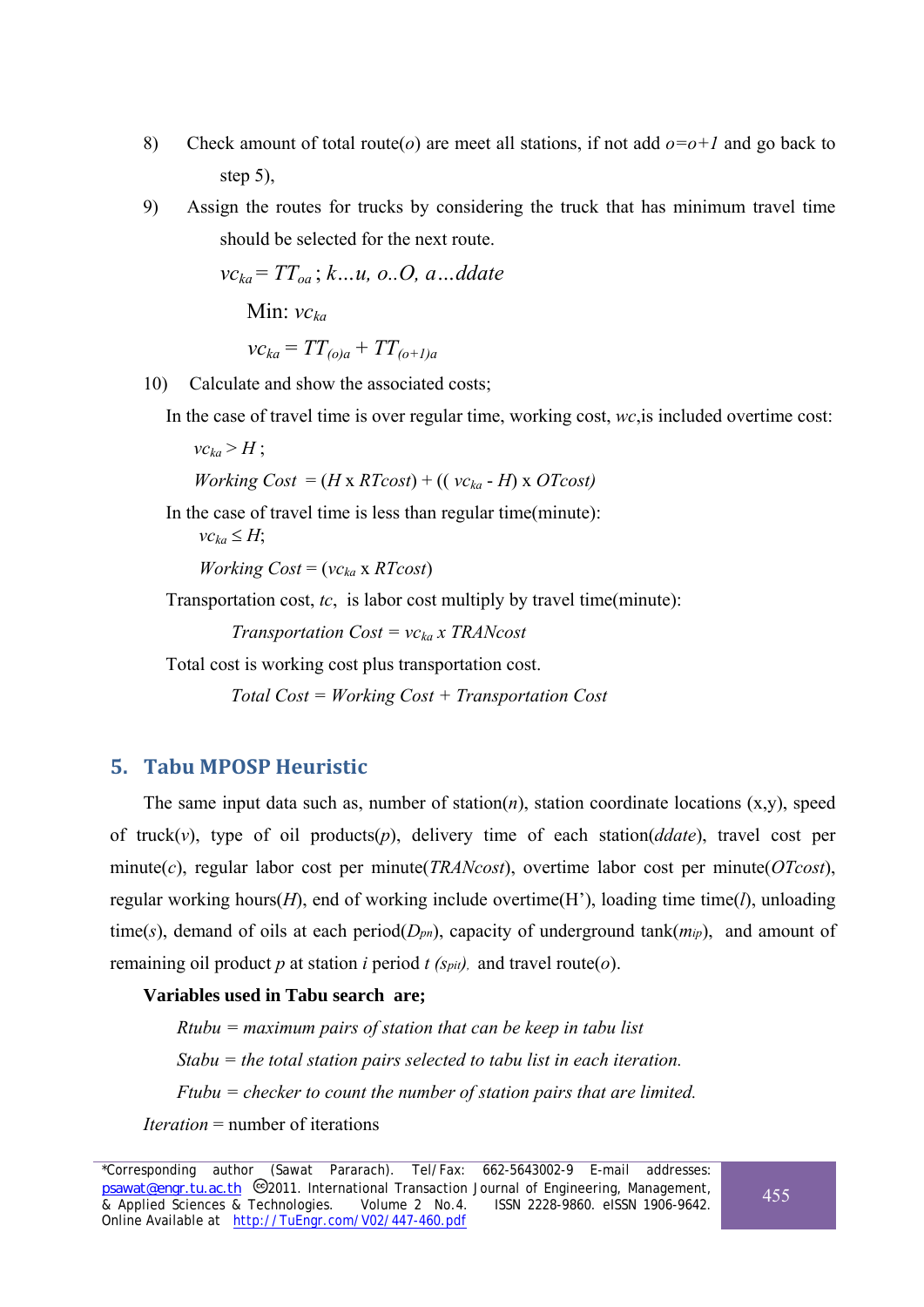8) Check amount of total route($o$) are meet all stations, if not add $o=o+1$ and go back to step 5),

9) Assign the routes for trucks by considering the truck that has minimum travel time should be selected for the next route.

$$vc_{ka} = TT_{oa}\,;\; k\ldots u,\; o..O,\; a\ldots ddate$$

$$\text{Min: } vc_{ka}$$

$$vc_{ka} = TT_{(o)a} + TT_{(o+1)a}$$

10) Calculate and show the associated costs;

In the case of travel time is over regular time, working cost, $wc$,is included overtime cost:

$vc_{ka} > H$ ;

$$Working\ Cost = (H \times RTcost) + ((vc_{ka} - H) \times OTcost)$$

In the case of travel time is less than regular time(minute):

$vc_{ka} \leq H$;

$$Working\ Cost = (vc_{ka} \times RTcost)$$

Transportation cost, $tc$, is labor cost multiply by travel time(minute):

$$Transportation\ Cost = vc_{ka} \times TRANcost$$

Total cost is working cost plus transportation cost.

$$Total\ Cost = Working\ Cost + Transportation\ Cost$$

## 5. Tabu MPOSP Heuristic

The same input data such as, number of station($n$), station coordinate locations (x,y), speed of truck($v$), type of oil products($p$), delivery time of each station($ddate$), travel cost per minute($c$), regular labor cost per minute($TRANcost$), overtime labor cost per minute($OTcost$), regular working hours($H$), end of working include overtime(H'), loading time time($l$), unloading time($s$), demand of oils at each period($D_{pn}$), capacity of underground tank($m_{ip}$), and amount of remaining oil product $p$ at station $i$ period $t$ ($s_{pit}$), and travel route($o$).

**Variables used in Tabu search are;**

*Rtubu = maximum pairs of station that can be keep in tabu list*

*Stabu = the total station pairs selected to tabu list in each iteration.*

*Ftubu = checker to count the number of station pairs that are limited.*

*Iteration* = number of iterations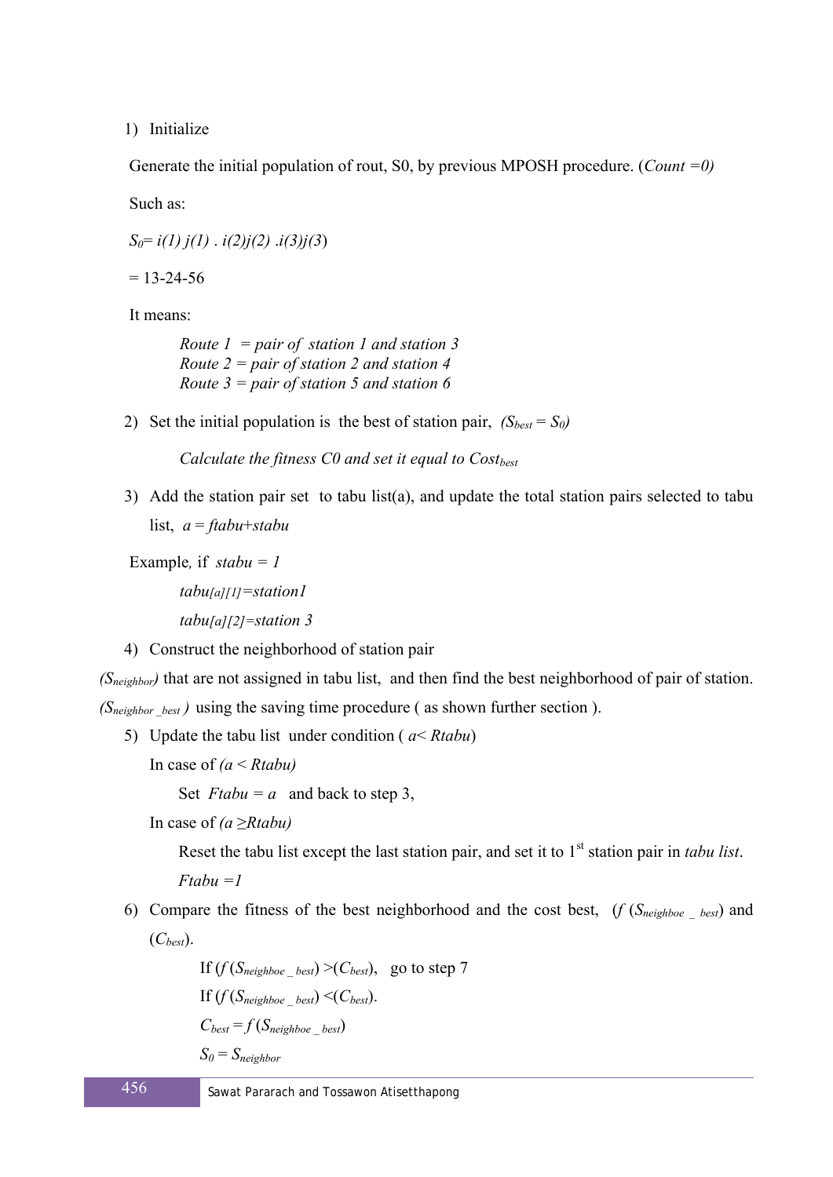1) Initialize

Generate the initial population of rout, S0, by previous MPOSH procedure. (*Count =0)*

Such as:

$S_0$= *i(1) j(1) . i(2)j(2) .i(3)j(3*)

= 13-24-56

It means:

*Route 1 = pair of station 1 and station 3*
*Route 2 = pair of station 2 and station 4*
*Route 3 = pair of station 5 and station 6*

2) Set the initial population is the best of station pair, *(*$S_{best} = S_0$*)*

*Calculate the fitness C0 and set it equal to* $Cost_{best}$

3) Add the station pair set to tabu list(a), and update the total station pairs selected to tabu list, $a = ftabu+stabu$

Example, if *stabu = 1*

$tabu_{[a][1]}$=*station1*

$tabu_{[a][2]}$=*station 3*

4) Construct the neighborhood of station pair

*(*$S_{neighbor}$*)* that are not assigned in tabu list, and then find the best neighborhood of pair of station. *(*$S_{neighbor\_best}$ *)* using the saving time procedure ( as shown further section ).

5) Update the tabu list under condition ( $a< Rtabu$)

In case of *(*$a < Rtabu$*)*

Set $Ftabu = a$ and back to step 3,

In case of *(*$a \geq Rtabu$*)*

Reset the tabu list except the last station pair, and set it to 1st station pair in *tabu list*.

*Ftabu =1*

6) Compare the fitness of the best neighborhood and the cost best, ($f\,(S_{neighboe\_best})$ and ($C_{best}$).

If $(f\,(S_{neighboe\_best}) > (C_{best})$, go to step 7

If $(f\,(S_{neighboe\_best}) < (C_{best})$.

$C_{best} = f\,(S_{neighboe\_best})$

$S_0 = S_{neighbor}$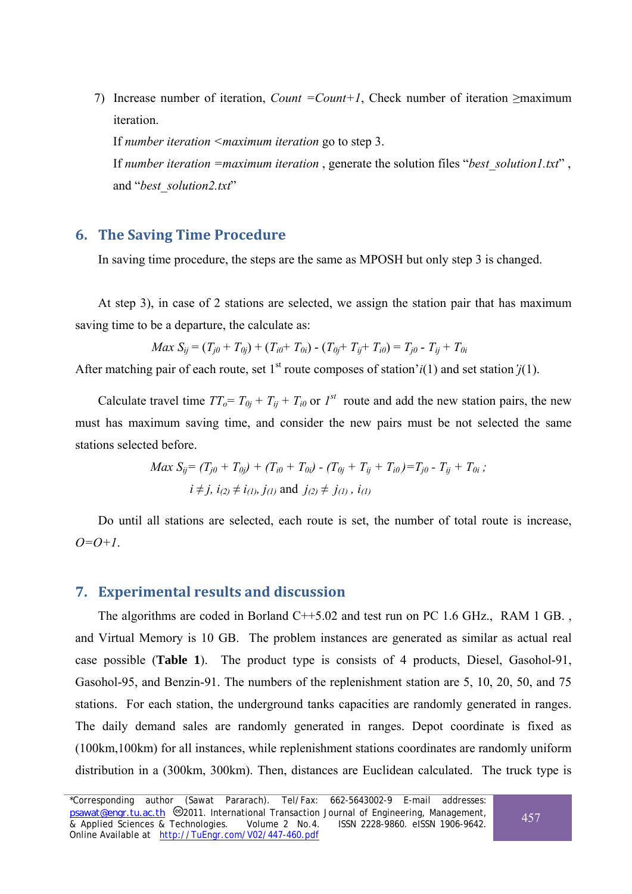7) Increase number of iteration, *Count =Count+1*, Check number of iteration ≥maximum iteration.

   If *number iteration <maximum iteration* go to step 3.

   If *number iteration =maximum iteration* , generate the solution files "*best_solution1.txt*" , and "*best_solution2.txt*"

## 6. The Saving Time Procedure

In saving time procedure, the steps are the same as MPOSH but only step 3 is changed.

At step 3), in case of 2 stations are selected, we assign the station pair that has maximum saving time to be a departure, the calculate as:

$$Max\ S_{ij} = (T_{j0} + T_{0j}) + (T_{i0} + T_{0i}) - (T_{0j} + T_{ij} + T_{i0}) = T_{j0} - T_{ij} + T_{0i}$$

After matching pair of each route, set 1st route composes of station'$i(1)$ and set station'$j(1)$.

Calculate travel time $TT_o = T_{0j} + T_{ij} + T_{i0}$ or $1^{st}$ route and add the new station pairs, the new must has maximum saving time, and consider the new pairs must be not selected the same stations selected before.

$$Max\ S_{ij} = (T_{j0} + T_{0j}) + (T_{i0} + T_{0i}) - (T_{0j} + T_{ij} + T_{i0}) = T_{j0} - T_{ij} + T_{0i}\ ;$$

$$i \neq j,\ i_{(2)} \neq i_{(1)}, j_{(1)} \text{ and } j_{(2)} \neq j_{(1)}\ ,\ i_{(1)}$$

Do until all stations are selected, each route is set, the number of total route is increase, *O=O+1*.

## 7. Experimental results and discussion

The algorithms are coded in Borland C++5.02 and test run on PC 1.6 GHz., RAM 1 GB. , and Virtual Memory is 10 GB. The problem instances are generated as similar as actual real case possible (**Table 1**). The product type is consists of 4 products, Diesel, Gasohol-91, Gasohol-95, and Benzin-91. The numbers of the replenishment station are 5, 10, 20, 50, and 75 stations. For each station, the underground tanks capacities are randomly generated in ranges. The daily demand sales are randomly generated in ranges. Depot coordinate is fixed as (100km,100km) for all instances, while replenishment stations coordinates are randomly uniform distribution in a (300km, 300km). Then, distances are Euclidean calculated. The truck type is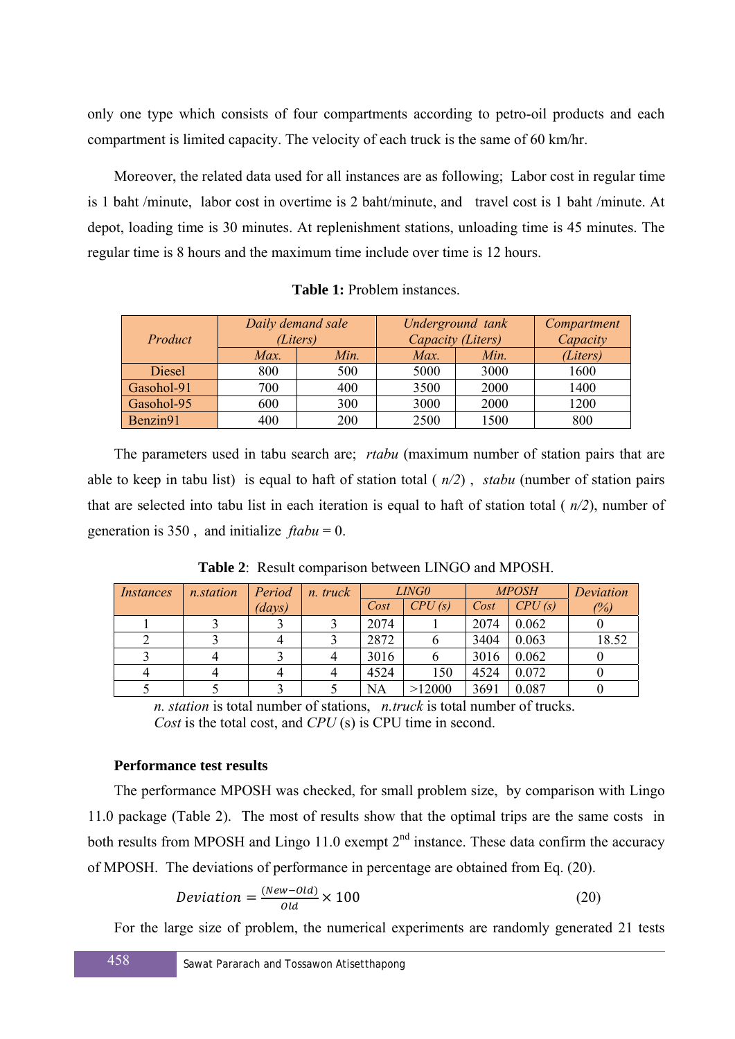only one type which consists of four compartments according to petro-oil products and each compartment is limited capacity. The velocity of each truck is the same of 60 km/hr.

Moreover, the related data used for all instances are as following; Labor cost in regular time is 1 baht /minute, labor cost in overtime is 2 baht/minute, and travel cost is 1 baht /minute. At depot, loading time is 30 minutes. At replenishment stations, unloading time is 45 minutes. The regular time is 8 hours and the maximum time include over time is 12 hours.

**Table 1:** Problem instances.

| *Product* | *Daily demand sale (Liters)* | | *Underground tank Capacity (Liters)* | | *Compartment Capacity* |
|---|---|---|---|---|---|
| | *Max.* | *Min.* | *Max.* | *Min.* | *(Liters)* |
| Diesel | 800 | 500 | 5000 | 3000 | 1600 |
| Gasohol-91 | 700 | 400 | 3500 | 2000 | 1400 |
| Gasohol-95 | 600 | 300 | 3000 | 2000 | 1200 |
| Benzin91 | 400 | 200 | 2500 | 1500 | 800 |

The parameters used in tabu search are; *rtabu* (maximum number of station pairs that are able to keep in tabu list) is equal to haft of station total ( *n/2*) , *stabu* (number of station pairs that are selected into tabu list in each iteration is equal to haft of station total ( *n/2*), number of generation is 350 , and initialize *ftabu* = 0.

**Table 2**: Result comparison between LINGO and MPOSH.

| *Instances* | *n.station* | *Period (days)* | *n. truck* | *LINGO* | | *MPOSH* | | *Deviation* |
|---|---|---|---|---|---|---|---|---|
| | | | | *Cost* | *CPU (s)* | *Cost* | *CPU (s)* | *(%)* |
| 1 | 3 | 3 | 3 | 2074 | 1 | 2074 | 0.062 | 0 |
| 2 | 3 | 4 | 3 | 2872 | 6 | 3404 | 0.063 | 18.52 |
| 3 | 4 | 3 | 4 | 3016 | 6 | 3016 | 0.062 | 0 |
| 4 | 4 | 4 | 4 | 4524 | 150 | 4524 | 0.072 | 0 |
| 5 | 5 | 3 | 5 | NA | >12000 | 3691 | 0.087 | 0 |

*n. station* is total number of stations, *n.truck* is total number of trucks.
*Cost* is the total cost, and *CPU* (s) is CPU time in second.

**Performance test results**

The performance MPOSH was checked, for small problem size, by comparison with Lingo 11.0 package (Table 2). The most of results show that the optimal trips are the same costs in both results from MPOSH and Lingo 11.0 exempt 2nd instance. These data confirm the accuracy of MPOSH. The deviations of performance in percentage are obtained from Eq. (20).

$$Deviation = \frac{(New - Old)}{Old} \times 100 \tag{20}$$

For the large size of problem, the numerical experiments are randomly generated 21 tests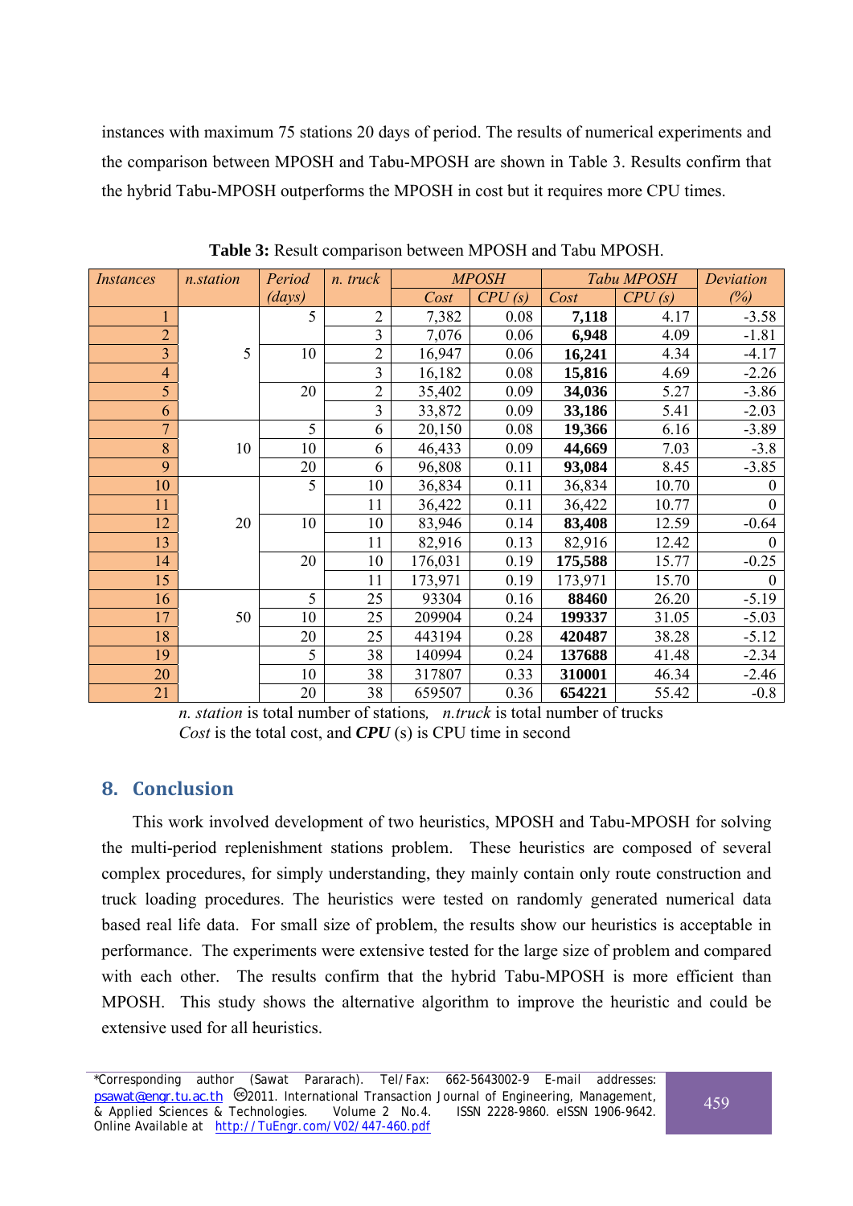instances with maximum 75 stations 20 days of period. The results of numerical experiments and the comparison between MPOSH and Tabu-MPOSH are shown in Table 3. Results confirm that the hybrid Tabu-MPOSH outperforms the MPOSH in cost but it requires more CPU times.

**Table 3:** Result comparison between MPOSH and Tabu MPOSH.

| *Instances* | *n.station* | *Period (days)* | *n. truck* | *MPOSH* | | *Tabu MPOSH* | | *Deviation (%)* |
|---|---|---|---|---|---|---|---|---|
| | | | | *Cost* | *CPU (s)* | *Cost* | *CPU (s)* | |
| 1 | 5 | 5 | 2 | 7,382 | 0.08 | **7,118** | 4.17 | -3.58 |
| 2 | | | 3 | 7,076 | 0.06 | **6,948** | 4.09 | -1.81 |
| 3 | | 10 | 2 | 16,947 | 0.06 | **16,241** | 4.34 | -4.17 |
| 4 | | | 3 | 16,182 | 0.08 | **15,816** | 4.69 | -2.26 |
| 5 | | 20 | 2 | 35,402 | 0.09 | **34,036** | 5.27 | -3.86 |
| 6 | | | 3 | 33,872 | 0.09 | **33,186** | 5.41 | -2.03 |
| 7 | 10 | 5 | 6 | 20,150 | 0.08 | **19,366** | 6.16 | -3.89 |
| 8 | | 10 | 6 | 46,433 | 0.09 | **44,669** | 7.03 | -3.8 |
| 9 | | 20 | 6 | 96,808 | 0.11 | **93,084** | 8.45 | -3.85 |
| 10 | 20 | 5 | 10 | 36,834 | 0.11 | 36,834 | 10.70 | 0 |
| 11 | | | 11 | 36,422 | 0.11 | 36,422 | 10.77 | 0 |
| 12 | | 10 | 10 | 83,946 | 0.14 | **83,408** | 12.59 | -0.64 |
| 13 | | | 11 | 82,916 | 0.13 | 82,916 | 12.42 | 0 |
| 14 | | 20 | 10 | 176,031 | 0.19 | **175,588** | 15.77 | -0.25 |
| 15 | | | 11 | 173,971 | 0.19 | 173,971 | 15.70 | 0 |
| 16 | 50 | 5 | 25 | 93304 | 0.16 | **88460** | 26.20 | -5.19 |
| 17 | | 10 | 25 | 209904 | 0.24 | **199337** | 31.05 | -5.03 |
| 18 | | 20 | 25 | 443194 | 0.28 | **420487** | 38.28 | -5.12 |
| 19 | | 5 | 38 | 140994 | 0.24 | **137688** | 41.48 | -2.34 |
| 20 | | 10 | 38 | 317807 | 0.33 | **310001** | 46.34 | -2.46 |
| 21 | | 20 | 38 | 659507 | 0.36 | **654221** | 55.42 | -0.8 |

*n. station* is total number of stations, *n.truck* is total number of trucks
*Cost* is the total cost, and ***CPU*** (s) is CPU time in second

## 8. Conclusion

This work involved development of two heuristics, MPOSH and Tabu-MPOSH for solving the multi-period replenishment stations problem. These heuristics are composed of several complex procedures, for simply understanding, they mainly contain only route construction and truck loading procedures. The heuristics were tested on randomly generated numerical data based real life data. For small size of problem, the results show our heuristics is acceptable in performance. The experiments were extensive tested for the large size of problem and compared with each other. The results confirm that the hybrid Tabu-MPOSH is more efficient than MPOSH. This study shows the alternative algorithm to improve the heuristic and could be extensive used for all heuristics.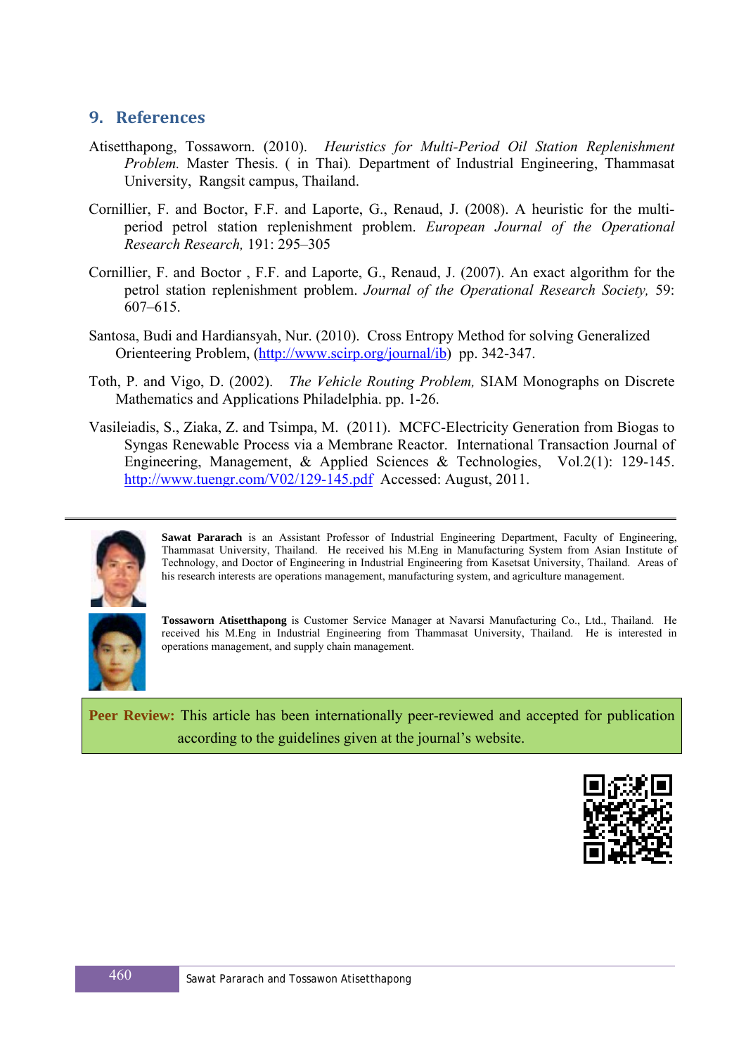## 9. References

Atisetthapong, Tossaworn. (2010). *Heuristics for Multi-Period Oil Station Replenishment Problem*. Master Thesis. ( in Thai). Department of Industrial Engineering, Thammasat University, Rangsit campus, Thailand.

Cornillier, F. and Boctor, F.F. and Laporte, G., Renaud, J. (2008). A heuristic for the multi-period petrol station replenishment problem. *European Journal of the Operational Research Research,* 191: 295–305

Cornillier, F. and Boctor , F.F. and Laporte, G., Renaud, J. (2007). An exact algorithm for the petrol station replenishment problem. *Journal of the Operational Research Society,* 59: 607–615.

Santosa, Budi and Hardiansyah, Nur. (2010). Cross Entropy Method for solving Generalized Orienteering Problem, (http://www.scirp.org/journal/ib) pp. 342-347.

Toth, P. and Vigo, D. (2002). *The Vehicle Routing Problem,* SIAM Monographs on Discrete Mathematics and Applications Philadelphia. pp. 1-26.

Vasileiadis, S., Ziaka, Z. and Tsimpa, M. (2011). MCFC-Electricity Generation from Biogas to Syngas Renewable Process via a Membrane Reactor. International Transaction Journal of Engineering, Management, & Applied Sciences & Technologies, Vol.2(1): 129-145. http://www.tuengr.com/V02/129-145.pdf Accessed: August, 2011.

---

**Sawat Pararach** is an Assistant Professor of Industrial Engineering Department, Faculty of Engineering, Thammasat University, Thailand. He received his M.Eng in Manufacturing System from Asian Institute of Technology, and Doctor of Engineering in Industrial Engineering from Kasetsat University, Thailand. Areas of his research interests are operations management, manufacturing system, and agriculture management.

**Tossaworn Atisetthapong** is Customer Service Manager at Navarsi Manufacturing Co., Ltd., Thailand. He received his M.Eng in Industrial Engineering from Thammasat University, Thailand. He is interested in operations management, and supply chain management.

**Peer Review:** This article has been internationally peer-reviewed and accepted for publication according to the guidelines given at the journal's website.